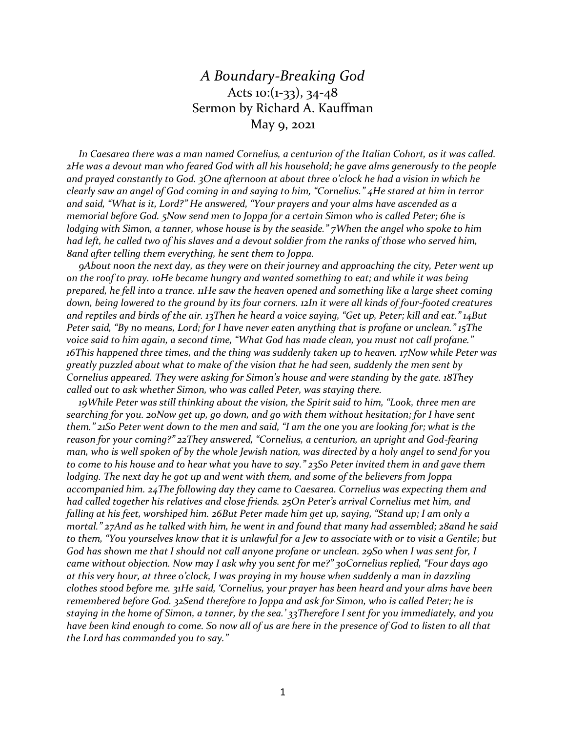# *A Boundary-Breaking God*

Acts 10:(1-33), 34-48

Sermon by Richard A. Kauffman

May 9, 2021

*In Caesarea there was a man named Cornelius, a centurion of the Italian Cohort, as it was called. 2He was a devout man who feared God with all his household; he gave alms generously to the people and prayed constantly to God. 3One afternoon at about three o'clock he had a vision in which he clearly saw an angel of God coming in and saying to him, "Cornelius." 4He stared at him in terror and said, "What is it, Lord?" He answered, "Your prayers and your alms have ascended as a memorial before God. 5Now send men to Joppa for a certain Simon who is called Peter; 6he is lodging with Simon, a tanner, whose house is by the seaside." 7When the angel who spoke to him had left, he called two of his slaves and a devout soldier from the ranks of those who served him, 8and after telling them everything, he sent them to Joppa.*

*9About noon the next day, as they were on their journey and approaching the city, Peter went up on the roof to pray. 10He became hungry and wanted something to eat; and while it was being prepared, he fell into a trance. 11He saw the heaven opened and something like a large sheet coming down, being lowered to the ground by its four corners. 12In it were all kinds of four-footed creatures and reptiles and birds of the air. 13Then he heard a voice saying, "Get up, Peter; kill and eat." 14But Peter said, "By no means, Lord; for I have never eaten anything that is profane or unclean." 15The voice said to him again, a second time, "What God has made clean, you must not call profane." 16This happened three times, and the thing was suddenly taken up to heaven. 17Now while Peter was greatly puzzled about what to make of the vision that he had seen, suddenly the men sent by Cornelius appeared. They were asking for Simon's house and were standing by the gate. 18They called out to ask whether Simon, who was called Peter, was staying there.*

*19While Peter was still thinking about the vision, the Spirit said to him, "Look, three men are searching for you. 20Now get up, go down, and go with them without hesitation; for I have sent them." 21So Peter went down to the men and said, "I am the one you are looking for; what is the reason for your coming?" 22They answered, "Cornelius, a centurion, an upright and God-fearing man, who is well spoken of by the whole Jewish nation, was directed by a holy angel to send for you to come to his house and to hear what you have to say." 23So Peter invited them in and gave them lodging. The next day he got up and went with them, and some of the believers from Joppa accompanied him. 24The following day they came to Caesarea. Cornelius was expecting them and had called together his relatives and close friends. 25On Peter's arrival Cornelius met him, and falling at his feet, worshiped him. 26But Peter made him get up, saying, "Stand up; I am only a mortal." 27And as he talked with him, he went in and found that many had assembled; 28and he said to them, "You yourselves know that it is unlawful for a Jew to associate with or to visit a Gentile; but God has shown me that I should not call anyone profane or unclean. 29So when I was sent for, I came without objection. Now may I ask why you sent for me?" 30Cornelius replied, "Four days ago at this very hour, at three o'clock, I was praying in my house when suddenly a man in dazzling clothes stood before me. 31He said, 'Cornelius, your prayer has been heard and your alms have been remembered before God. 32Send therefore to Joppa and ask for Simon, who is called Peter; he is staying in the home of Simon, a tanner, by the sea.' 33Therefore I sent for you immediately, and you have been kind enough to come. So now all of us are here in the presence of God to listen to all that the Lord has commanded you to say."*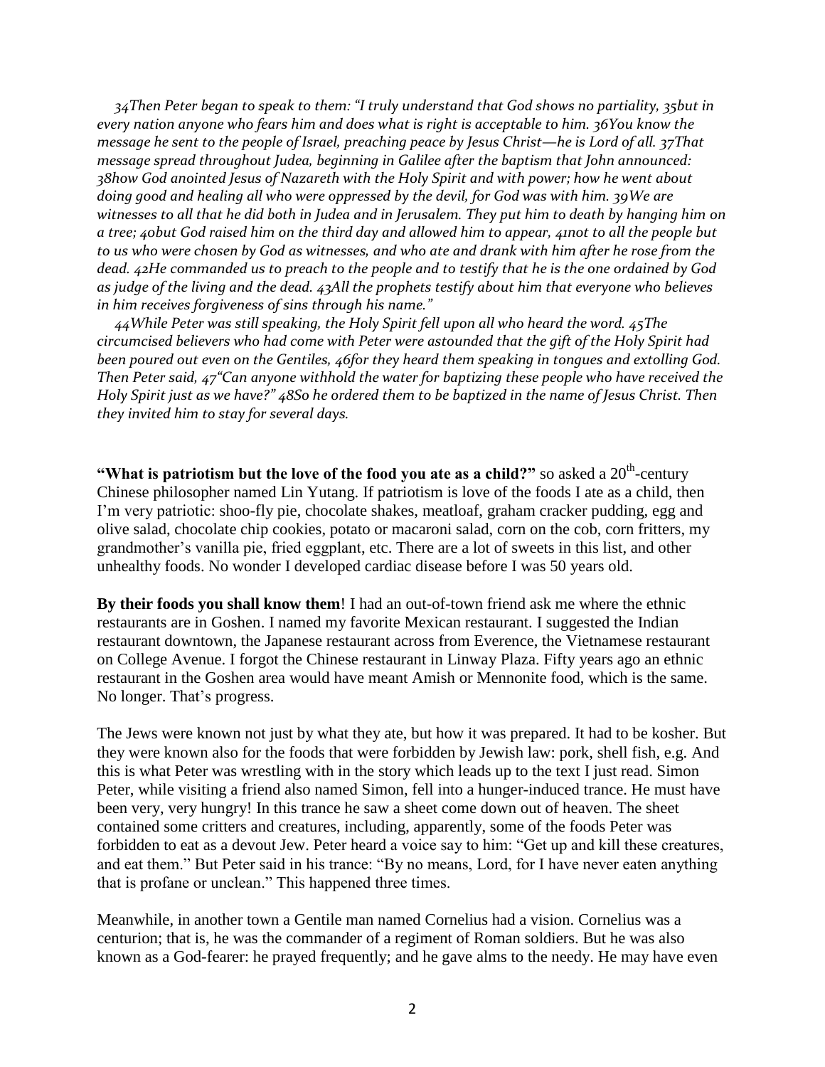*34Then Peter began to speak to them: "I truly understand that God shows no partiality, 35but in every nation anyone who fears him and does what is right is acceptable to him. 36You know the message he sent to the people of Israel, preaching peace by Jesus Christ—he is Lord of all. 37That message spread throughout Judea, beginning in Galilee after the baptism that John announced: 38how God anointed Jesus of Nazareth with the Holy Spirit and with power; how he went about doing good and healing all who were oppressed by the devil, for God was with him. 39We are witnesses to all that he did both in Judea and in Jerusalem. They put him to death by hanging him on a tree; 40but God raised him on the third day and allowed him to appear, 41not to all the people but to us who were chosen by God as witnesses, and who ate and drank with him after he rose from the dead. 42He commanded us to preach to the people and to testify that he is the one ordained by God as judge of the living and the dead. 43All the prophets testify about him that everyone who believes in him receives forgiveness of sins through his name."*

*44While Peter was still speaking, the Holy Spirit fell upon all who heard the word. 45The circumcised believers who had come with Peter were astounded that the gift of the Holy Spirit had been poured out even on the Gentiles, 46for they heard them speaking in tongues and extolling God. Then Peter said, 47"Can anyone withhold the water for baptizing these people who have received the Holy Spirit just as we have?" 48So he ordered them to be baptized in the name of Jesus Christ. Then they invited him to stay for several days.*

**"What is patriotism but the love of the food you ate as a child?"** so asked a 20th-century Chinese philosopher named Lin Yutang. If patriotism is love of the foods I ate as a child, then I'm very patriotic: shoo-fly pie, chocolate shakes, meatloaf, graham cracker pudding, egg and olive salad, chocolate chip cookies, potato or macaroni salad, corn on the cob, corn fritters, my grandmother's vanilla pie, fried eggplant, etc. There are a lot of sweets in this list, and other unhealthy foods. No wonder I developed cardiac disease before I was 50 years old.

**By their foods you shall know them**! I had an out-of-town friend ask me where the ethnic restaurants are in Goshen. I named my favorite Mexican restaurant. I suggested the Indian restaurant downtown, the Japanese restaurant across from Everence, the Vietnamese restaurant on College Avenue. I forgot the Chinese restaurant in Linway Plaza. Fifty years ago an ethnic restaurant in the Goshen area would have meant Amish or Mennonite food, which is the same. No longer. That's progress.

The Jews were known not just by what they ate, but how it was prepared. It had to be kosher. But they were known also for the foods that were forbidden by Jewish law: pork, shell fish, e.g. And this is what Peter was wrestling with in the story which leads up to the text I just read. Simon Peter, while visiting a friend also named Simon, fell into a hunger-induced trance. He must have been very, very hungry! In this trance he saw a sheet come down out of heaven. The sheet contained some critters and creatures, including, apparently, some of the foods Peter was forbidden to eat as a devout Jew. Peter heard a voice say to him: "Get up and kill these creatures, and eat them." But Peter said in his trance: "By no means, Lord, for I have never eaten anything that is profane or unclean." This happened three times.

Meanwhile, in another town a Gentile man named Cornelius had a vision. Cornelius was a centurion; that is, he was the commander of a regiment of Roman soldiers. But he was also known as a God-fearer: he prayed frequently; and he gave alms to the needy. He may have even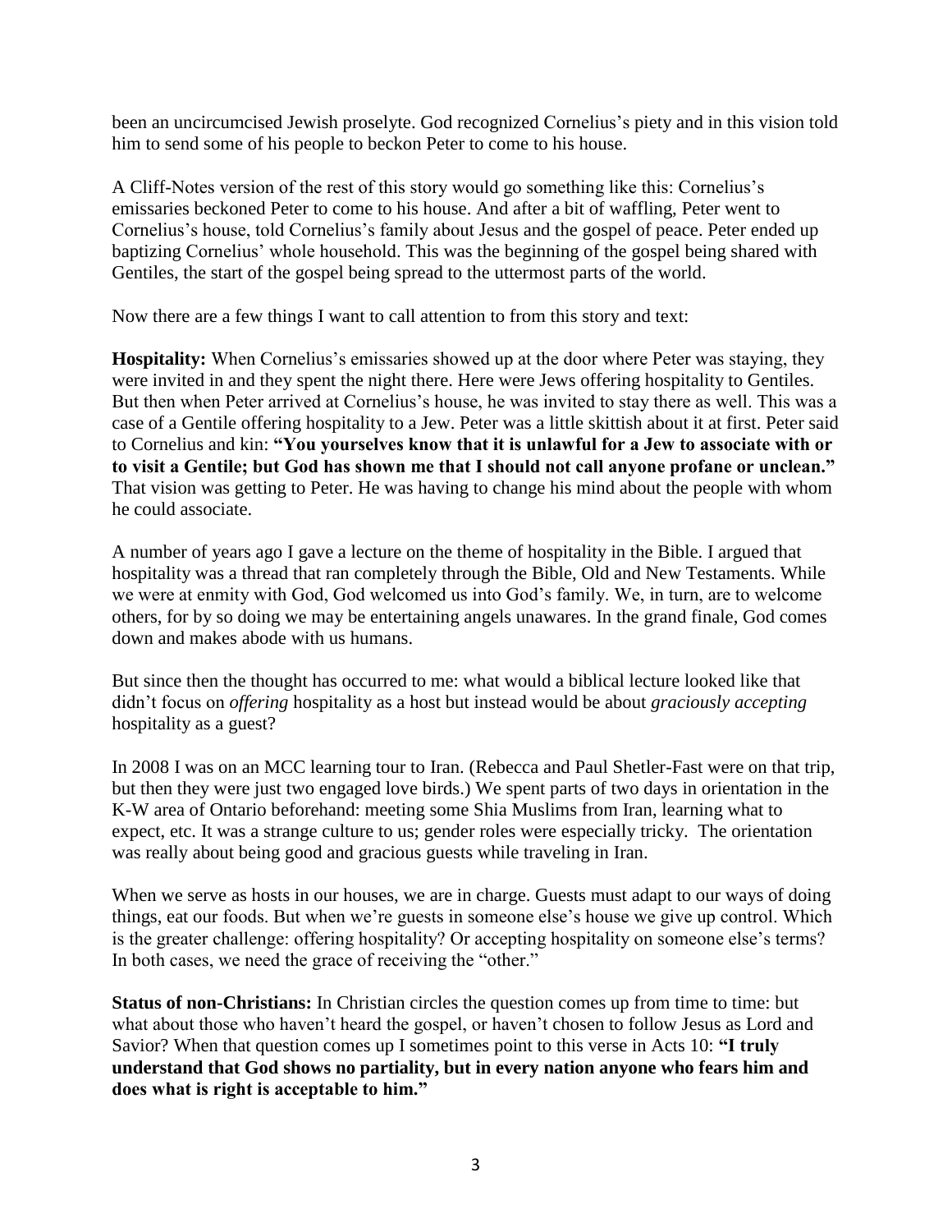been an uncircumcised Jewish proselyte. God recognized Cornelius's piety and in this vision told him to send some of his people to beckon Peter to come to his house.

A Cliff-Notes version of the rest of this story would go something like this: Cornelius's emissaries beckoned Peter to come to his house. And after a bit of waffling, Peter went to Cornelius's house, told Cornelius's family about Jesus and the gospel of peace. Peter ended up baptizing Cornelius' whole household. This was the beginning of the gospel being shared with Gentiles, the start of the gospel being spread to the uttermost parts of the world.

Now there are a few things I want to call attention to from this story and text:

**Hospitality:** When Cornelius's emissaries showed up at the door where Peter was staying, they were invited in and they spent the night there. Here were Jews offering hospitality to Gentiles. But then when Peter arrived at Cornelius's house, he was invited to stay there as well. This was a case of a Gentile offering hospitality to a Jew. Peter was a little skittish about it at first. Peter said to Cornelius and kin: **"You yourselves know that it is unlawful for a Jew to associate with or to visit a Gentile; but God has shown me that I should not call anyone profane or unclean."** That vision was getting to Peter. He was having to change his mind about the people with whom he could associate.

A number of years ago I gave a lecture on the theme of hospitality in the Bible. I argued that hospitality was a thread that ran completely through the Bible, Old and New Testaments. While we were at enmity with God, God welcomed us into God's family. We, in turn, are to welcome others, for by so doing we may be entertaining angels unawares. In the grand finale, God comes down and makes abode with us humans.

But since then the thought has occurred to me: what would a biblical lecture looked like that didn't focus on *offering* hospitality as a host but instead would be about *graciously accepting* hospitality as a guest?

In 2008 I was on an MCC learning tour to Iran. (Rebecca and Paul Shetler-Fast were on that trip, but then they were just two engaged love birds.) We spent parts of two days in orientation in the K-W area of Ontario beforehand: meeting some Shia Muslims from Iran, learning what to expect, etc. It was a strange culture to us; gender roles were especially tricky. The orientation was really about being good and gracious guests while traveling in Iran.

When we serve as hosts in our houses, we are in charge. Guests must adapt to our ways of doing things, eat our foods. But when we're guests in someone else's house we give up control. Which is the greater challenge: offering hospitality? Or accepting hospitality on someone else's terms? In both cases, we need the grace of receiving the "other."

**Status of non-Christians:** In Christian circles the question comes up from time to time: but what about those who haven't heard the gospel, or haven't chosen to follow Jesus as Lord and Savior? When that question comes up I sometimes point to this verse in Acts 10: **"I truly understand that God shows no partiality, but in every nation anyone who fears him and does what is right is acceptable to him."**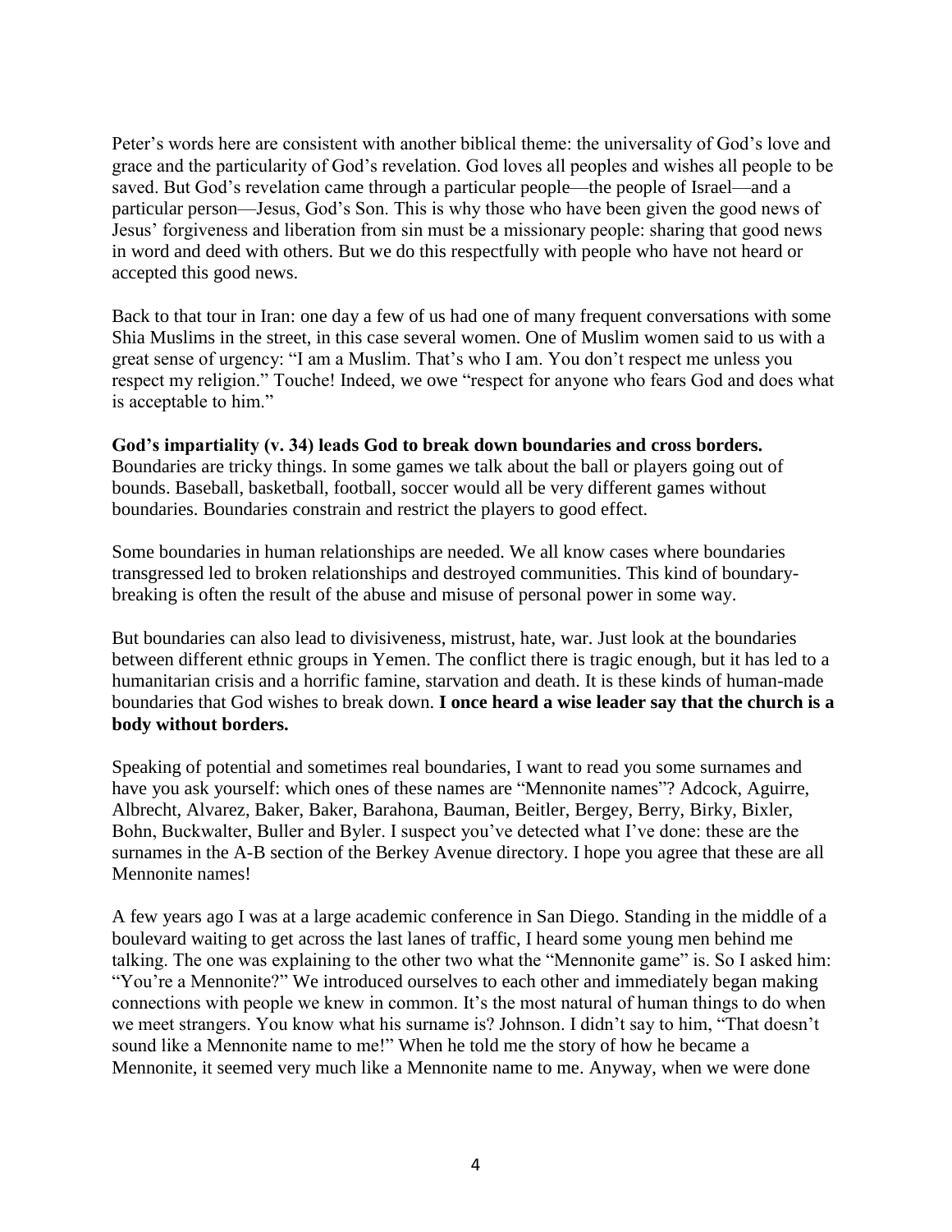Peter's words here are consistent with another biblical theme: the universality of God's love and grace and the particularity of God's revelation. God loves all peoples and wishes all people to be saved. But God's revelation came through a particular people—the people of Israel—and a particular person—Jesus, God's Son. This is why those who have been given the good news of Jesus' forgiveness and liberation from sin must be a missionary people: sharing that good news in word and deed with others. But we do this respectfully with people who have not heard or accepted this good news.

Back to that tour in Iran: one day a few of us had one of many frequent conversations with some Shia Muslims in the street, in this case several women. One of Muslim women said to us with a great sense of urgency: "I am a Muslim. That's who I am. You don't respect me unless you respect my religion." Touche! Indeed, we owe "respect for anyone who fears God and does what is acceptable to him."

**God's impartiality (v. 34) leads God to break down boundaries and cross borders.** Boundaries are tricky things. In some games we talk about the ball or players going out of bounds. Baseball, basketball, football, soccer would all be very different games without boundaries. Boundaries constrain and restrict the players to good effect.

Some boundaries in human relationships are needed. We all know cases where boundaries transgressed led to broken relationships and destroyed communities. This kind of boundary-breaking is often the result of the abuse and misuse of personal power in some way.

But boundaries can also lead to divisiveness, mistrust, hate, war. Just look at the boundaries between different ethnic groups in Yemen. The conflict there is tragic enough, but it has led to a humanitarian crisis and a horrific famine, starvation and death. It is these kinds of human-made boundaries that God wishes to break down. **I once heard a wise leader say that the church is a body without borders.**

Speaking of potential and sometimes real boundaries, I want to read you some surnames and have you ask yourself: which ones of these names are "Mennonite names"? Adcock, Aguirre, Albrecht, Alvarez, Baker, Baker, Barahona, Bauman, Beitler, Bergey, Berry, Birky, Bixler, Bohn, Buckwalter, Buller and Byler. I suspect you've detected what I've done: these are the surnames in the A-B section of the Berkey Avenue directory. I hope you agree that these are all Mennonite names!

A few years ago I was at a large academic conference in San Diego. Standing in the middle of a boulevard waiting to get across the last lanes of traffic, I heard some young men behind me talking. The one was explaining to the other two what the "Mennonite game" is. So I asked him: "You're a Mennonite?" We introduced ourselves to each other and immediately began making connections with people we knew in common. It's the most natural of human things to do when we meet strangers. You know what his surname is? Johnson. I didn't say to him, "That doesn't sound like a Mennonite name to me!" When he told me the story of how he became a Mennonite, it seemed very much like a Mennonite name to me. Anyway, when we were done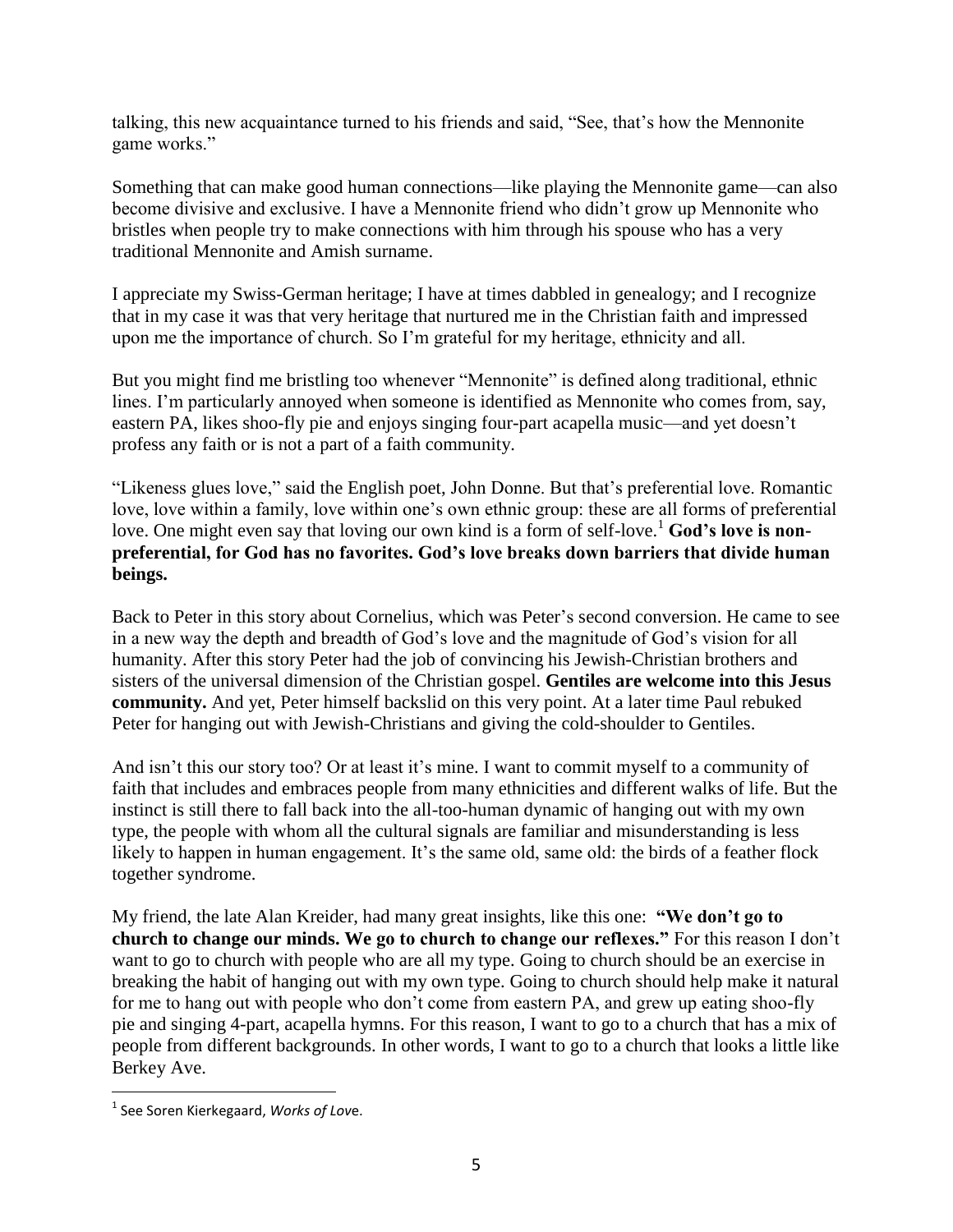talking, this new acquaintance turned to his friends and said, "See, that's how the Mennonite game works."

Something that can make good human connections—like playing the Mennonite game—can also become divisive and exclusive. I have a Mennonite friend who didn't grow up Mennonite who bristles when people try to make connections with him through his spouse who has a very traditional Mennonite and Amish surname.

I appreciate my Swiss-German heritage; I have at times dabbled in genealogy; and I recognize that in my case it was that very heritage that nurtured me in the Christian faith and impressed upon me the importance of church. So I'm grateful for my heritage, ethnicity and all.

But you might find me bristling too whenever "Mennonite" is defined along traditional, ethnic lines. I'm particularly annoyed when someone is identified as Mennonite who comes from, say, eastern PA, likes shoo-fly pie and enjoys singing four-part acapella music—and yet doesn't profess any faith or is not a part of a faith community.

"Likeness glues love," said the English poet, John Donne. But that's preferential love. Romantic love, love within a family, love within one's own ethnic group: these are all forms of preferential love. One might even say that loving our own kind is a form of self-love.[1] **God's love is non-preferential, for God has no favorites. God's love breaks down barriers that divide human beings.**

Back to Peter in this story about Cornelius, which was Peter's second conversion. He came to see in a new way the depth and breadth of God's love and the magnitude of God's vision for all humanity. After this story Peter had the job of convincing his Jewish-Christian brothers and sisters of the universal dimension of the Christian gospel. **Gentiles are welcome into this Jesus community.** And yet, Peter himself backslid on this very point. At a later time Paul rebuked Peter for hanging out with Jewish-Christians and giving the cold-shoulder to Gentiles.

And isn't this our story too? Or at least it's mine. I want to commit myself to a community of faith that includes and embraces people from many ethnicities and different walks of life. But the instinct is still there to fall back into the all-too-human dynamic of hanging out with my own type, the people with whom all the cultural signals are familiar and misunderstanding is less likely to happen in human engagement. It's the same old, same old: the birds of a feather flock together syndrome.

My friend, the late Alan Kreider, had many great insights, like this one: **"We don't go to church to change our minds. We go to church to change our reflexes."** For this reason I don't want to go to church with people who are all my type. Going to church should be an exercise in breaking the habit of hanging out with my own type. Going to church should help make it natural for me to hang out with people who don't come from eastern PA, and grew up eating shoo-fly pie and singing 4-part, acapella hymns. For this reason, I want to go to a church that has a mix of people from different backgrounds. In other words, I want to go to a church that looks a little like Berkey Ave.

---

[1] See Soren Kierkegaard, *Works of Love*.